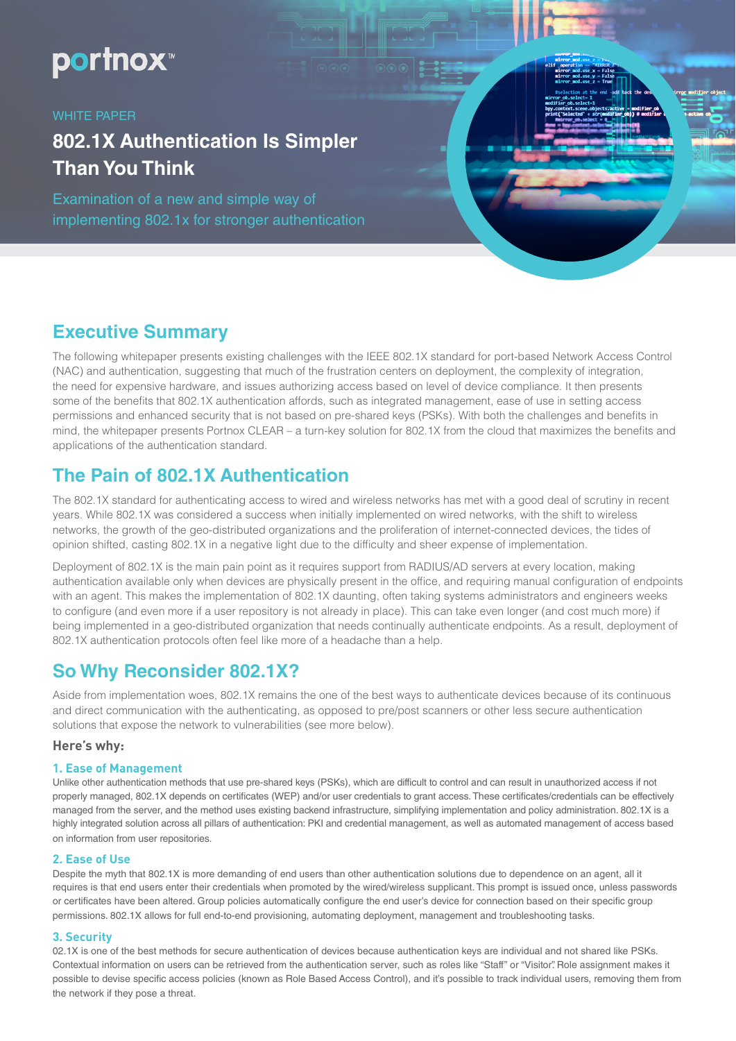portnox™

WHITE PAPER

# 802.1X Authentication Is Simpler Than You Think

Examination of a new and simple way of implementing 802.1x for stronger authentication

## Executive Summary

The following whitepaper presents existing challenges with the IEEE 802.1X standard for port-based Network Access Control (NAC) and authentication, suggesting that much of the frustration centers on deployment, the complexity of integration, the need for expensive hardware, and issues authorizing access based on level of device compliance. It then presents some of the benefits that 802.1X authentication affords, such as integrated management, ease of use in setting access permissions and enhanced security that is not based on pre-shared keys (PSKs). With both the challenges and benefits in mind, the whitepaper presents Portnox CLEAR – a turn-key solution for 802.1X from the cloud that maximizes the benefits and applications of the authentication standard.

## The Pain of 802.1X Authentication

The 802.1X standard for authenticating access to wired and wireless networks has met with a good deal of scrutiny in recent years. While 802.1X was considered a success when initially implemented on wired networks, with the shift to wireless networks, the growth of the geo-distributed organizations and the proliferation of internet-connected devices, the tides of opinion shifted, casting 802.1X in a negative light due to the difficulty and sheer expense of implementation.

Deployment of 802.1X is the main pain point as it requires support from RADIUS/AD servers at every location, making authentication available only when devices are physically present in the office, and requiring manual configuration of endpoints with an agent. This makes the implementation of 802.1X daunting, often taking systems administrators and engineers weeks to configure (and even more if a user repository is not already in place). This can take even longer (and cost much more) if being implemented in a geo-distributed organization that needs continually authenticate endpoints. As a result, deployment of 802.1X authentication protocols often feel like more of a headache than a help.

## So Why Reconsider 802.1X?

Aside from implementation woes, 802.1X remains the one of the best ways to authenticate devices because of its continuous and direct communication with the authenticating, as opposed to pre/post scanners or other less secure authentication solutions that expose the network to vulnerabilities (see more below).

### Here's why:

#### 1. Ease of Management

Unlike other authentication methods that use pre-shared keys (PSKs), which are difficult to control and can result in unauthorized access if not properly managed, 802.1X depends on certificates (WEP) and/or user credentials to grant access. These certificates/credentials can be effectively managed from the server, and the method uses existing backend infrastructure, simplifying implementation and policy administration. 802.1X is a highly integrated solution across all pillars of authentication: PKI and credential management, as well as automated management of access based on information from user repositories.

#### 2. Ease of Use

Despite the myth that 802.1X is more demanding of end users than other authentication solutions due to dependence on an agent, all it requires is that end users enter their credentials when promoted by the wired/wireless supplicant. This prompt is issued once, unless passwords or certificates have been altered. Group policies automatically configure the end user's device for connection based on their specific group permissions. 802.1X allows for full end-to-end provisioning, automating deployment, management and troubleshooting tasks.

#### 3. Security

02.1X is one of the best methods for secure authentication of devices because authentication keys are individual and not shared like PSKs. Contextual information on users can be retrieved from the authentication server, such as roles like "Staff" or "Visitor". Role assignment makes it possible to devise specific access policies (known as Role Based Access Control), and it's possible to track individual users, removing them from the network if they pose a threat.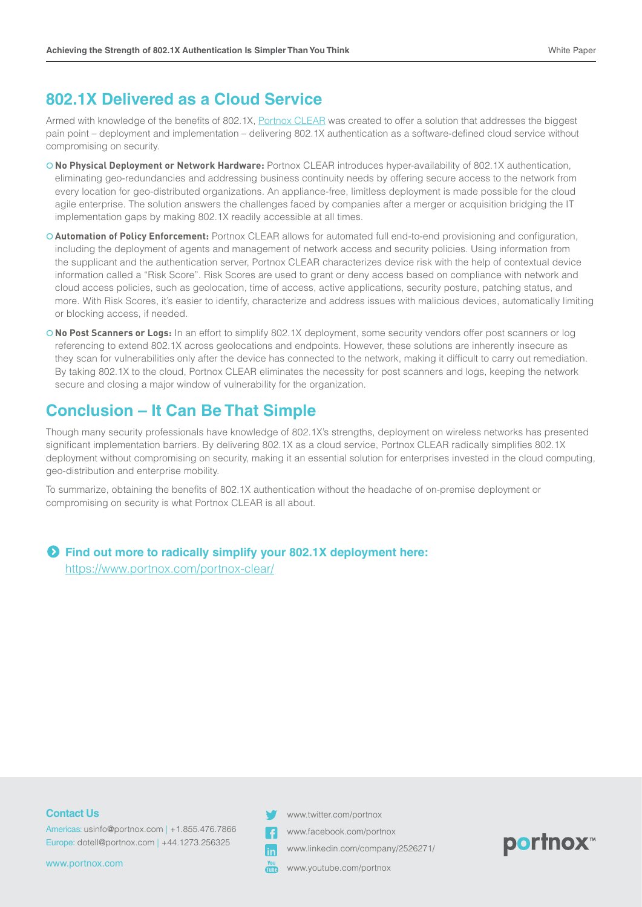## 802.1X Delivered as a Cloud Service

Armed with knowledge of the benefits of 802.1X, [Portnox CLEAR](https://www.portnox.com/portnox-clear/) was created to offer a solution that addresses the biggest pain point – deployment and implementation – delivering 802.1X authentication as a software-defined cloud service without compromising on security.

- **No Physical Deployment or Network Hardware:** Portnox CLEAR introduces hyper-availability of 802.1X authentication, eliminating geo-redundancies and addressing business continuity needs by offering secure access to the network from every location for geo-distributed organizations. An appliance-free, limitless deployment is made possible for the cloud agile enterprise. The solution answers the challenges faced by companies after a merger or acquisition bridging the IT implementation gaps by making 802.1X readily accessible at all times.
- **Automation of Policy Enforcement:** Portnox CLEAR allows for automated full end-to-end provisioning and configuration, including the deployment of agents and management of network access and security policies. Using information from the supplicant and the authentication server, Portnox CLEAR characterizes device risk with the help of contextual device information called a "Risk Score". Risk Scores are used to grant or deny access based on compliance with network and cloud access policies, such as geolocation, time of access, active applications, security posture, patching status, and more. With Risk Scores, it's easier to identify, characterize and address issues with malicious devices, automatically limiting or blocking access, if needed.
- **No Post Scanners or Logs:** In an effort to simplify 802.1X deployment, some security vendors offer post scanners or log referencing to extend 802.1X across geolocations and endpoints. However, these solutions are inherently insecure as they scan for vulnerabilities only after the device has connected to the network, making it difficult to carry out remediation. By taking 802.1X to the cloud, Portnox CLEAR eliminates the necessity for post scanners and logs, keeping the network secure and closing a major window of vulnerability for the organization.

## Conclusion – It Can Be That Simple

Though many security professionals have knowledge of 802.1X's strengths, deployment on wireless networks has presented significant implementation barriers. By delivering 802.1X as a cloud service, Portnox CLEAR radically simplifies 802.1X deployment without compromising on security, making it an essential solution for enterprises invested in the cloud computing, geo-distribution and enterprise mobility.

To summarize, obtaining the benefits of 802.1X authentication without the headache of on-premise deployment or compromising on security is what Portnox CLEAR is all about.

**Find out more to radically simplify your 802.1X deployment here:**
https://www.portnox.com/portnox-clear/

**Contact Us**

Americas: usinfo@portnox.com | +1.855.476.7866
Europe: dotell@portnox.com | +44.1273.256325

www.portnox.com

www.twitter.com/portnox
www.facebook.com/portnox
www.linkedin.com/company/2526271/
www.youtube.com/portnox

portnox™